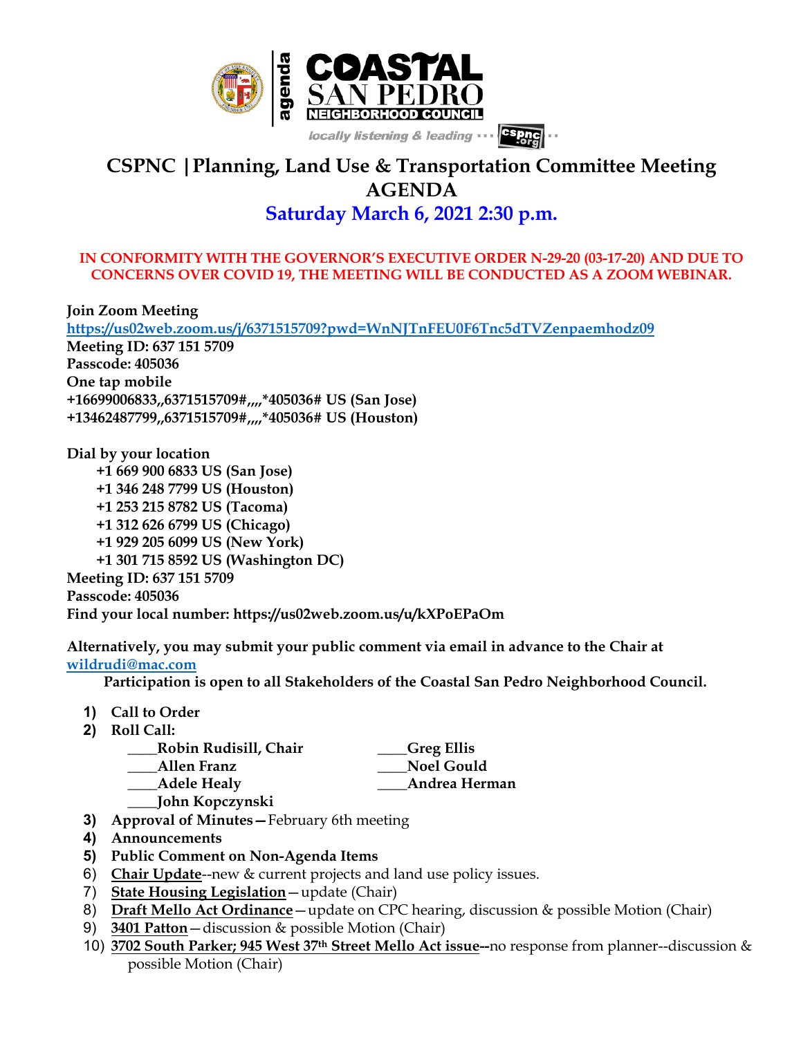# CSPNC | Planning, Land Use & Transportation Committee Meeting AGENDA

## Saturday March 6, 2021 2:30 p.m.

**IN CONFORMITY WITH THE GOVERNOR'S EXECUTIVE ORDER N-29-20 (03-17-20) AND DUE TO CONCERNS OVER COVID 19, THE MEETING WILL BE CONDUCTED AS A ZOOM WEBINAR.**

**Join Zoom Meeting**
https://us02web.zoom.us/j/6371515709?pwd=WnNJTnFEU0F6Tnc5dTVZenpaemhodz09
**Meeting ID: 637 151 5709**
**Passcode: 405036**
**One tap mobile**
**+16699006833,,6371515709#,,,,*405036# US (San Jose)**
**+13462487799,,6371515709#,,,,*405036# US (Houston)**

**Dial by your location**
- **+1 669 900 6833 US (San Jose)**
- **+1 346 248 7799 US (Houston)**
- **+1 253 215 8782 US (Tacoma)**
- **+1 312 626 6799 US (Chicago)**
- **+1 929 205 6099 US (New York)**
- **+1 301 715 8592 US (Washington DC)**

**Meeting ID: 637 151 5709**
**Passcode: 405036**
**Find your local number: https://us02web.zoom.us/u/kXPoEPaOm**

**Alternatively, you may submit your public comment via email in advance to the Chair at** wildrudi@mac.com

**Participation is open to all Stakeholders of the Coastal San Pedro Neighborhood Council.**

1) **Call to Order**
2) **Roll Call:**
   - ____Robin Rudisill, Chair
   - ____Allen Franz
   - ____Adele Healy
   - ____John Kopczynski
   - ____Greg Ellis
   - ____Noel Gould
   - ____Andrea Herman
3) **Approval of Minutes**—February 6th meeting
4) **Announcements**
5) **Public Comment on Non-Agenda Items**
6) **Chair Update**--new & current projects and land use policy issues.
7) **State Housing Legislation**—update (Chair)
8) **Draft Mello Act Ordinance**—update on CPC hearing, discussion & possible Motion (Chair)
9) **3401 Patton**—discussion & possible Motion (Chair)
10) **3702 South Parker; 945 West 37th Street Mello Act issue--**no response from planner--discussion & possible Motion (Chair)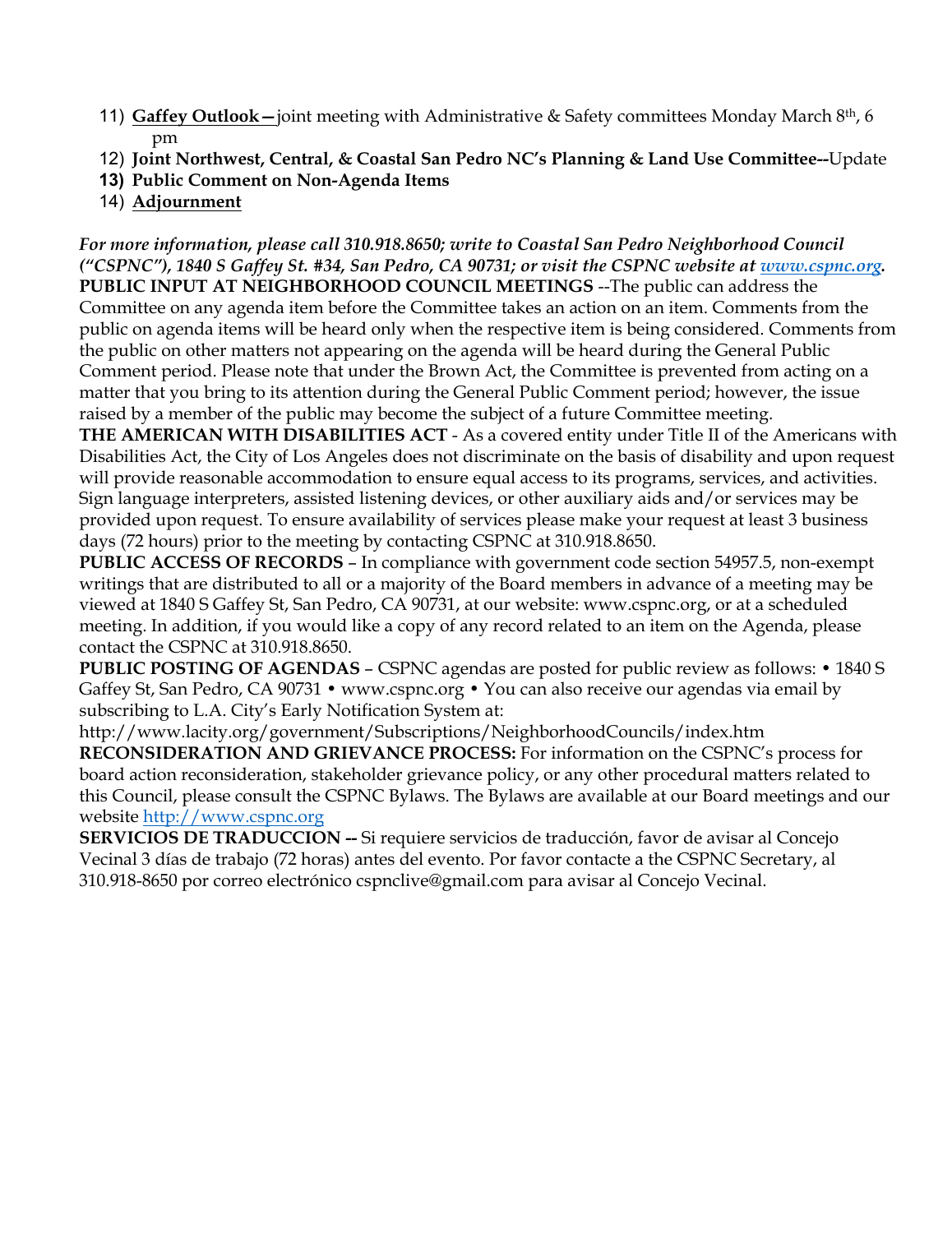11) **Gaffey Outlook—**joint meeting with Administrative & Safety committees Monday March 8th, 6 pm
12) **Joint Northwest, Central, & Coastal San Pedro NC's Planning & Land Use Committee--**Update
13) **Public Comment on Non-Agenda Items**
14) **Adjournment**

***For more information, please call 310.918.8650; write to Coastal San Pedro Neighborhood Council ("CSPNC"), 1840 S Gaffey St. #34, San Pedro, CA 90731; or visit the CSPNC website at [www.cspnc.org](http://www.cspnc.org).***

**PUBLIC INPUT AT NEIGHBORHOOD COUNCIL MEETINGS** --The public can address the Committee on any agenda item before the Committee takes an action on an item. Comments from the public on agenda items will be heard only when the respective item is being considered. Comments from the public on other matters not appearing on the agenda will be heard during the General Public Comment period. Please note that under the Brown Act, the Committee is prevented from acting on a matter that you bring to its attention during the General Public Comment period; however, the issue raised by a member of the public may become the subject of a future Committee meeting.

**THE AMERICAN WITH DISABILITIES ACT** - As a covered entity under Title II of the Americans with Disabilities Act, the City of Los Angeles does not discriminate on the basis of disability and upon request will provide reasonable accommodation to ensure equal access to its programs, services, and activities. Sign language interpreters, assisted listening devices, or other auxiliary aids and/or services may be provided upon request. To ensure availability of services please make your request at least 3 business days (72 hours) prior to the meeting by contacting CSPNC at 310.918.8650.

**PUBLIC ACCESS OF RECORDS** – In compliance with government code section 54957.5, non-exempt writings that are distributed to all or a majority of the Board members in advance of a meeting may be viewed at 1840 S Gaffey St, San Pedro, CA 90731, at our website: www.cspnc.org, or at a scheduled meeting. In addition, if you would like a copy of any record related to an item on the Agenda, please contact the CSPNC at 310.918.8650.

**PUBLIC POSTING OF AGENDAS** – CSPNC agendas are posted for public review as follows: • 1840 S Gaffey St, San Pedro, CA 90731 • www.cspnc.org • You can also receive our agendas via email by subscribing to L.A. City's Early Notification System at:
http://www.lacity.org/government/Subscriptions/NeighborhoodCouncils/index.htm

**RECONSIDERATION AND GRIEVANCE PROCESS:** For information on the CSPNC's process for board action reconsideration, stakeholder grievance policy, or any other procedural matters related to this Council, please consult the CSPNC Bylaws. The Bylaws are available at our Board meetings and our website [http://www.cspnc.org](http://www.cspnc.org)

**SERVICIOS DE TRADUCCION --** Si requiere servicios de traducción, favor de avisar al Concejo Vecinal 3 días de trabajo (72 horas) antes del evento. Por favor contacte a the CSPNC Secretary, al 310.918-8650 por correo electrónico cspnclive@gmail.com para avisar al Concejo Vecinal.